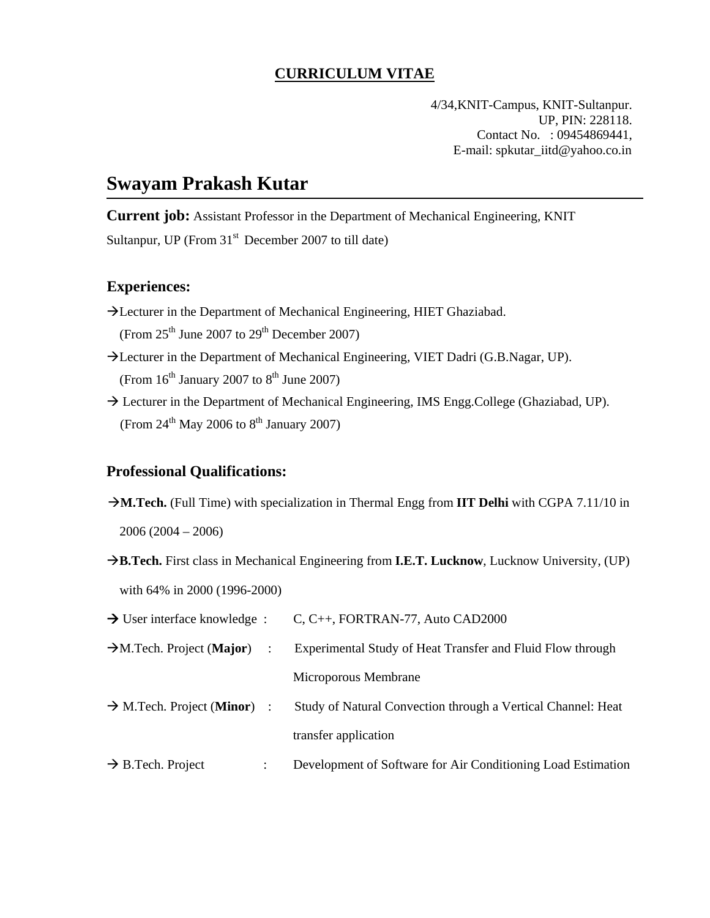# CURRICULUM VITAE

4/34,KNIT-Campus, KNIT-Sultanpur.
UP, PIN: 228118.
Contact No. : 09454869441,
E-mail: spkutar_iitd@yahoo.co.in

## Swayam Prakash Kutar

**Current job:** Assistant Professor in the Department of Mechanical Engineering, KNIT Sultanpur, UP (From 31st December 2007 to till date)

### Experiences:

→Lecturer in the Department of Mechanical Engineering, HIET Ghaziabad.
(From 25th June 2007 to 29th December 2007)

→Lecturer in the Department of Mechanical Engineering, VIET Dadri (G.B.Nagar, UP).
(From 16th January 2007 to 8th June 2007)

→ Lecturer in the Department of Mechanical Engineering, IMS Engg.College (Ghaziabad, UP).
(From 24th May 2006 to 8th January 2007)

### Professional Qualifications:

→**M.Tech.** (Full Time) with specialization in Thermal Engg from **IIT Delhi** with CGPA 7.11/10 in 2006 (2004 – 2006)

→**B.Tech.** First class in Mechanical Engineering from **I.E.T. Lucknow**, Lucknow University, (UP) with 64% in 2000 (1996-2000)

→ User interface knowledge : C, C++, FORTRAN-77, Auto CAD2000

→M.Tech. Project (**Major**) : Experimental Study of Heat Transfer and Fluid Flow through Microporous Membrane

→ M.Tech. Project (**Minor**) : Study of Natural Convection through a Vertical Channel: Heat transfer application

→ B.Tech. Project : Development of Software for Air Conditioning Load Estimation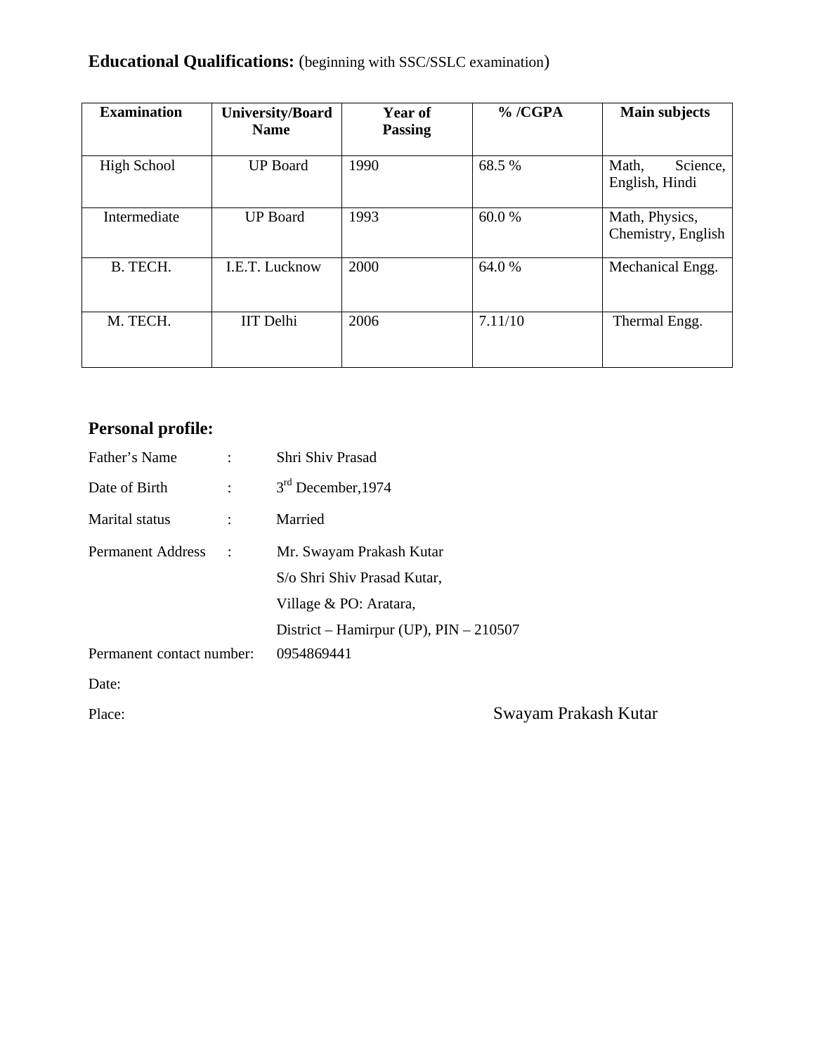**Educational Qualifications:** (beginning with SSC/SSLC examination)

| Examination | University/Board Name | Year of Passing | % /CGPA | Main subjects |
|---|---|---|---|---|
| High School | UP Board | 1990 | 68.5 % | Math, Science, English, Hindi |
| Intermediate | UP Board | 1993 | 60.0 % | Math, Physics, Chemistry, English |
| B. TECH. | I.E.T. Lucknow | 2000 | 64.0 % | Mechanical Engg. |
| M. TECH. | IIT Delhi | 2006 | 7.11/10 | Thermal Engg. |

**Personal profile:**

Father's Name : Shri Shiv Prasad

Date of Birth : 3rd December,1974

Marital status : Married

Permanent Address : Mr. Swayam Prakash Kutar
S/o Shri Shiv Prasad Kutar,
Village & PO: Aratara,
District – Hamirpur (UP), PIN – 210507

Permanent contact number: 0954869441

Date:

Place: Swayam Prakash Kutar